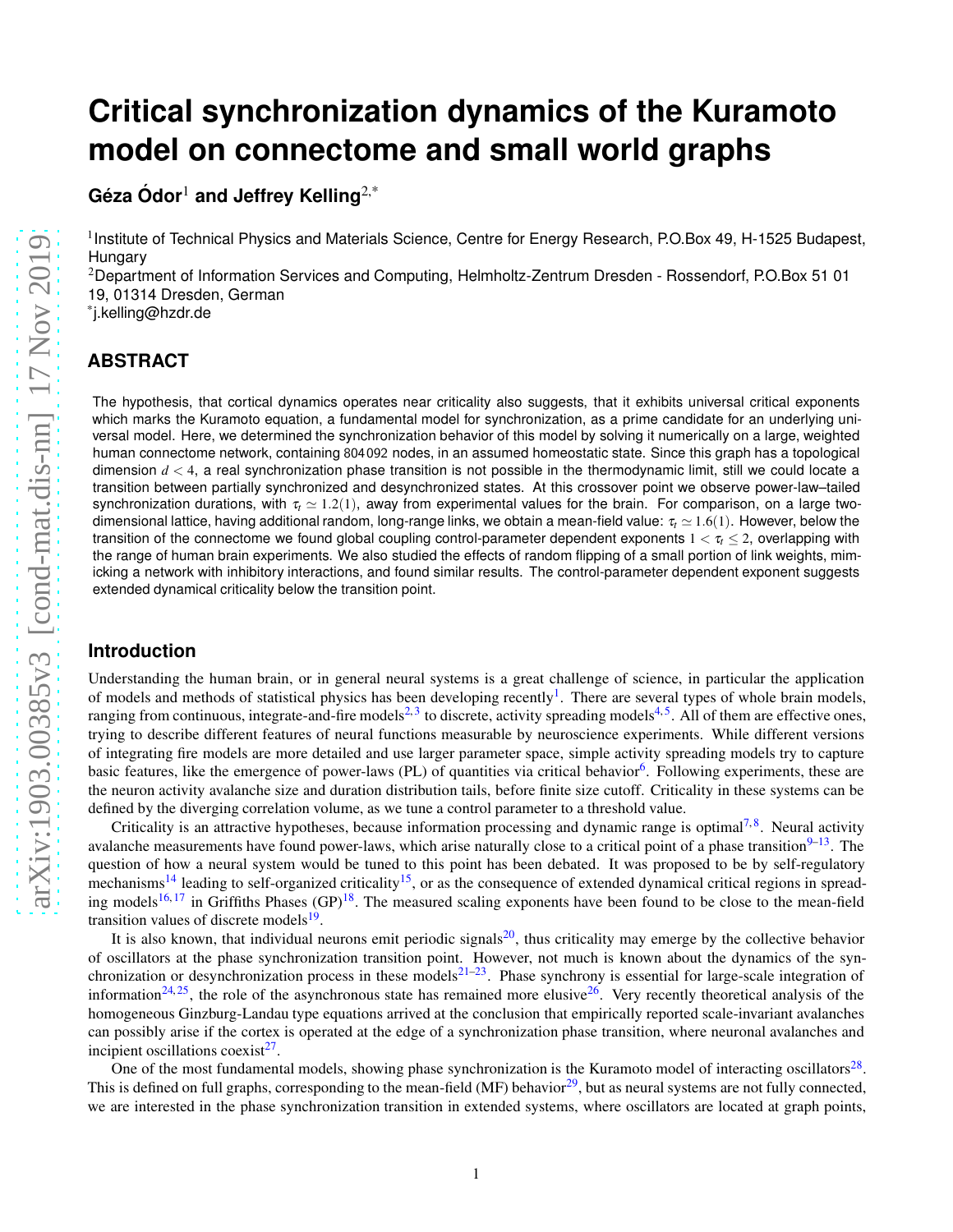# Critical synchronization dynamics of the Kuramoto model on connectome and small world graphs

**Géza Ódor**[1] **and Jeffrey Kelling**[2,*]

[1]Institute of Technical Physics and Materials Science, Centre for Energy Research, P.O.Box 49, H-1525 Budapest, Hungary

[2]Department of Information Services and Computing, Helmholtz-Zentrum Dresden - Rossendorf, P.O.Box 51 01 19, 01314 Dresden, German

[*]j.kelling@hzdr.de

## ABSTRACT

The hypothesis, that cortical dynamics operates near criticality also suggests, that it exhibits universal critical exponents which marks the Kuramoto equation, a fundamental model for synchronization, as a prime candidate for an underlying universal model. Here, we determined the synchronization behavior of this model by solving it numerically on a large, weighted human connectome network, containing 804 092 nodes, in an assumed homeostatic state. Since this graph has a topological dimension $d < 4$, a real synchronization phase transition is not possible in the thermodynamic limit, still we could locate a transition between partially synchronized and desynchronized states. At this crossover point we observe power-law–tailed synchronization durations, with $\tau_t \simeq 1.2(1)$, away from experimental values for the brain. For comparison, on a large two-dimensional lattice, having additional random, long-range links, we obtain a mean-field value: $\tau_t \simeq 1.6(1)$. However, below the transition of the connectome we found global coupling control-parameter dependent exponents $1 < \tau_t \leq 2$, overlapping with the range of human brain experiments. We also studied the effects of random flipping of a small portion of link weights, mimicking a network with inhibitory interactions, and found similar results. The control-parameter dependent exponent suggests extended dynamical criticality below the transition point.

## Introduction

Understanding the human brain, or in general neural systems is a great challenge of science, in particular the application of models and methods of statistical physics has been developing recently[1]. There are several types of whole brain models, ranging from continuous, integrate-and-fire models[2,3] to discrete, activity spreading models[4,5]. All of them are effective ones, trying to describe different features of neural functions measurable by neuroscience experiments. While different versions of integrating fire models are more detailed and use larger parameter space, simple activity spreading models try to capture basic features, like the emergence of power-laws (PL) of quantities via critical behavior[6]. Following experiments, these are the neuron activity avalanche size and duration distribution tails, before finite size cutoff. Criticality in these systems can be defined by the diverging correlation volume, as we tune a control parameter to a threshold value.

Criticality is an attractive hypotheses, because information processing and dynamic range is optimal[7,8]. Neural activity avalanche measurements have found power-laws, which arise naturally close to a critical point of a phase transition[9–13]. The question of how a neural system would be tuned to this point has been debated. It was proposed to be by self-regulatory mechanisms[14] leading to self-organized criticality[15], or as the consequence of extended dynamical critical regions in spreading models[16,17] in Griffiths Phases (GP)[18]. The measured scaling exponents have been found to be close to the mean-field transition values of discrete models[19].

It is also known, that individual neurons emit periodic signals[20], thus criticality may emerge by the collective behavior of oscillators at the phase synchronization transition point. However, not much is known about the dynamics of the synchronization or desynchronization process in these models[21–23]. Phase synchrony is essential for large-scale integration of information[24,25], the role of the asynchronous state has remained more elusive[26]. Very recently theoretical analysis of the homogeneous Ginzburg-Landau type equations arrived at the conclusion that empirically reported scale-invariant avalanches can possibly arise if the cortex is operated at the edge of a synchronization phase transition, where neuronal avalanches and incipient oscillations coexist[27].

One of the most fundamental models, showing phase synchronization is the Kuramoto model of interacting oscillators[28]. This is defined on full graphs, corresponding to the mean-field (MF) behavior[29], but as neural systems are not fully connected, we are interested in the phase synchronization transition in extended systems, where oscillators are located at graph points,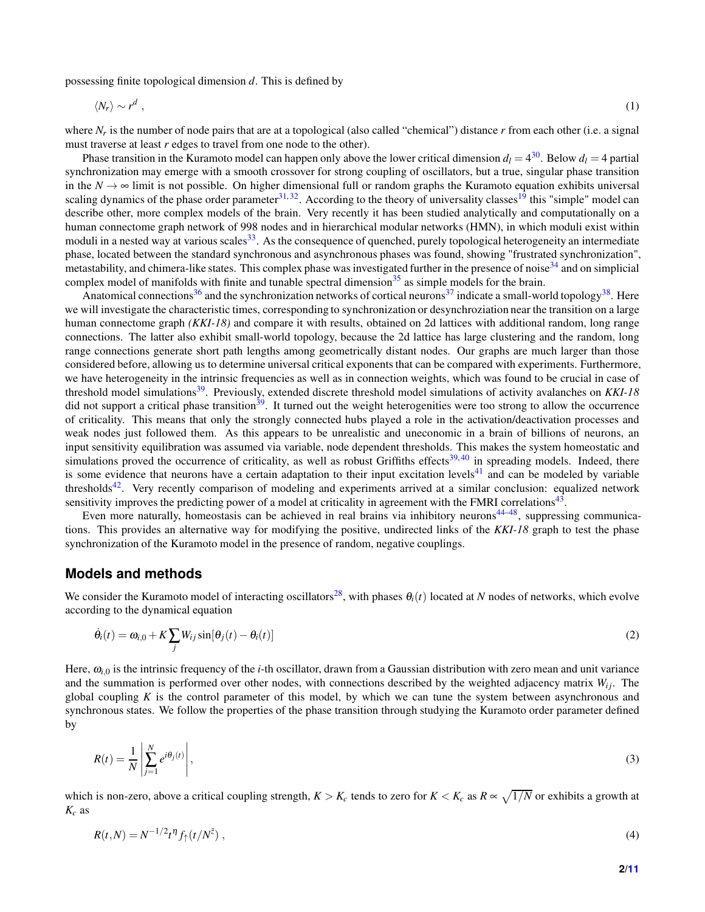possessing finite topological dimension $d$. This is defined by

$$\langle N_r \rangle \sim r^d \ , \tag{1}$$

where $N_r$ is the number of node pairs that are at a topological (also called "chemical") distance $r$ from each other (i.e. a signal must traverse at least $r$ edges to travel from one node to the other).

Phase transition in the Kuramoto model can happen only above the lower critical dimension $d_l = 4$[30]. Below $d_l = 4$ partial synchronization may emerge with a smooth crossover for strong coupling of oscillators, but a true, singular phase transition in the $N \to \infty$ limit is not possible. On higher dimensional full or random graphs the Kuramoto equation exhibits universal scaling dynamics of the phase order parameter[31,32]. According to the theory of universality classes[19] this "simple" model can describe other, more complex models of the brain. Very recently it has been studied analytically and computationally on a human connectome graph network of 998 nodes and in hierarchical modular networks (HMN), in which moduli exist within moduli in a nested way at various scales[33]. As the consequence of quenched, purely topological heterogeneity an intermediate phase, located between the standard synchronous and asynchronous phases was found, showing "frustrated synchronization", metastability, and chimera-like states. This complex phase was investigated further in the presence of noise[34] and on simplicial complex model of manifolds with finite and tunable spectral dimension[35] as simple models for the brain.

Anatomical connections[36] and the synchronization networks of cortical neurons[37] indicate a small-world topology[38]. Here we will investigate the characteristic times, corresponding to synchronization or desynchronization near the transition on a large human connectome graph *(KKI-18)* and compare it with results, obtained on 2d lattices with additional random, long range connections. The latter also exhibit small-world topology, because the 2d lattice has large clustering and the random, long range connections generate short path lengths among geometrically distant nodes. Our graphs are much larger than those considered before, allowing us to determine universal critical exponents that can be compared with experiments. Furthermore, we have heterogeneity in the intrinsic frequencies as well as in connection weights, which was found to be crucial in case of threshold model simulations[39]. Previously, extended discrete threshold model simulations of activity avalanches on *KKI-18* did not support a critical phase transition[39]. It turned out the weight heterogenities were too strong to allow the occurrence of criticality. This means that only the strongly connected hubs played a role in the activation/deactivation processes and weak nodes just followed them. As this appears to be unrealistic and uneconomic in a brain of billions of neurons, an input sensitivity equilibration was assumed via variable, node dependent thresholds. This makes the system homeostatic and simulations proved the occurrence of criticality, as well as robust Griffiths effects[39,40] in spreading models. Indeed, there is some evidence that neurons have a certain adaptation to their input excitation levels[41] and can be modeled by variable thresholds[42]. Very recently comparison of modeling and experiments arrived at a similar conclusion: equalized network sensitivity improves the predicting power of a model at criticality in agreement with the FMRI correlations[43].

Even more naturally, homeostasis can be achieved in real brains via inhibitory neurons[44–48], suppressing communications. This provides an alternative way for modifying the positive, undirected links of the *KKI-18* graph to test the phase synchronization of the Kuramoto model in the presence of random, negative couplings.

## Models and methods

We consider the Kuramoto model of interacting oscillators[28], with phases $\theta_i(t)$ located at $N$ nodes of networks, which evolve according to the dynamical equation

$$\dot{\theta}_i(t) = \omega_{i,0} + K \sum_j W_{ij} \sin[\theta_j(t) - \theta_i(t)] \tag{2}$$

Here, $\omega_{i,0}$ is the intrinsic frequency of the $i$-th oscillator, drawn from a Gaussian distribution with zero mean and unit variance and the summation is performed over other nodes, with connections described by the weighted adjacency matrix $W_{ij}$. The global coupling $K$ is the control parameter of this model, by which we can tune the system between asynchronous and synchronous states. We follow the properties of the phase transition through studying the Kuramoto order parameter defined by

$$R(t) = \frac{1}{N} \left| \sum_{j=1}^{N} e^{i\theta_j(t)} \right| , \tag{3}$$

which is non-zero, above a critical coupling strength, $K > K_c$ tends to zero for $K < K_c$ as $R \propto \sqrt{1/N}$ or exhibits a growth at $K_c$ as

$$R(t,N) = N^{-1/2} t^{\eta} f_{\uparrow}(t/N^{\tilde{z}}) \ , \tag{4}$$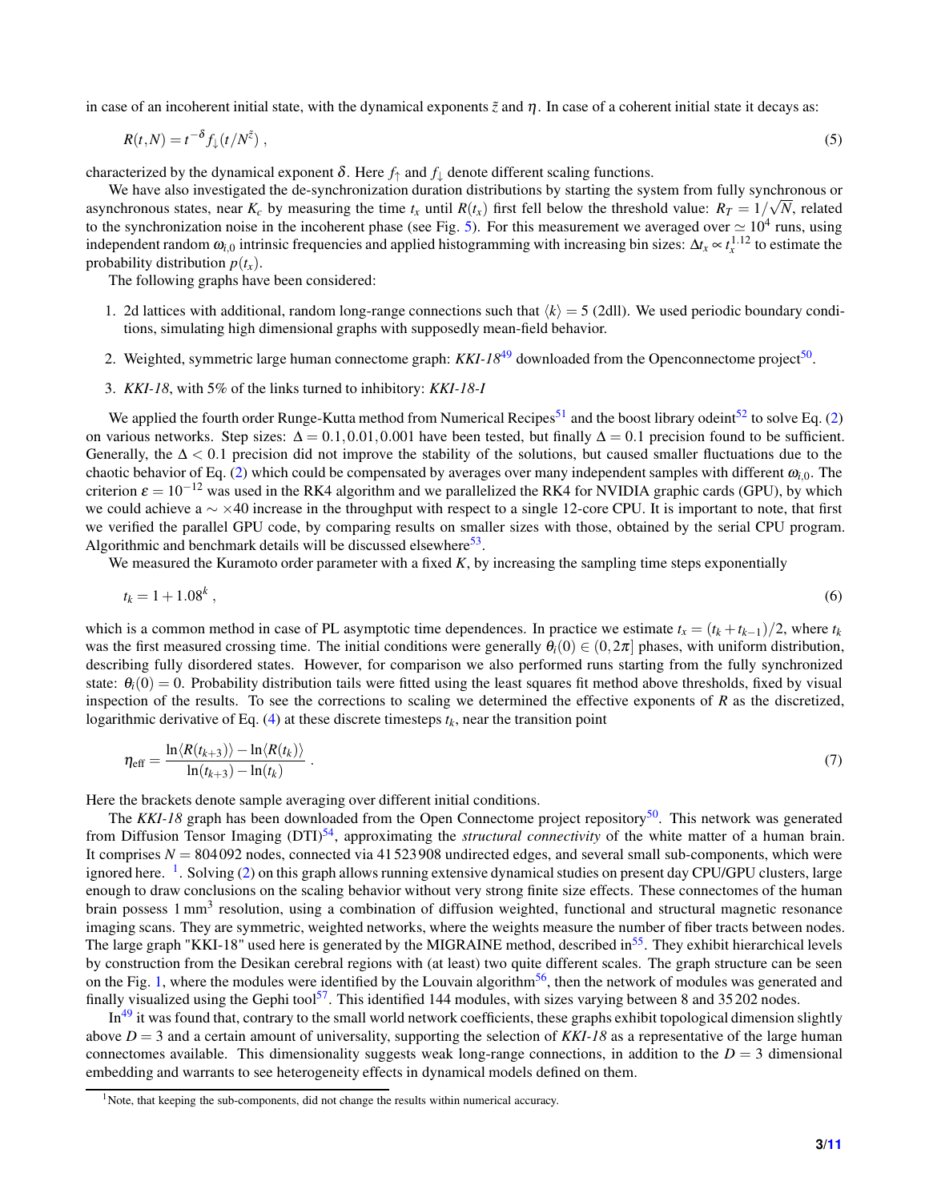in case of an incoherent initial state, with the dynamical exponents $\tilde{z}$ and $\eta$. In case of a coherent initial state it decays as:

$$R(t,N) = t^{-\delta} f_{\downarrow}(t/N^{\tilde{z}}) \,, \tag{5}$$

characterized by the dynamical exponent $\delta$. Here $f_{\uparrow}$ and $f_{\downarrow}$ denote different scaling functions.

We have also investigated the de-synchronization duration distributions by starting the system from fully synchronous or asynchronous states, near $K_c$ by measuring the time $t_x$ until $R(t_x)$ first fell below the threshold value: $R_T = 1/\sqrt{N}$, related to the synchronization noise in the incoherent phase (see Fig. 5). For this measurement we averaged over $\simeq 10^4$ runs, using independent random $\omega_{i,0}$ intrinsic frequencies and applied histogramming with increasing bin sizes: $\Delta t_x \propto t_x^{1.12}$ to estimate the probability distribution $p(t_x)$.

The following graphs have been considered:

1. 2d lattices with additional, random long-range connections such that $\langle k \rangle = 5$ (2dll). We used periodic boundary conditions, simulating high dimensional graphs with supposedly mean-field behavior.
2. Weighted, symmetric large human connectome graph: *KKI-18*[49] downloaded from the Openconnectome project[50].
3. *KKI-18*, with 5% of the links turned to inhibitory: *KKI-18-I*

We applied the fourth order Runge-Kutta method from Numerical Recipes[51] and the boost library odeint[52] to solve Eq. (2) on various networks. Step sizes: $\Delta = 0.1, 0.01, 0.001$ have been tested, but finally $\Delta = 0.1$ precision found to be sufficient. Generally, the $\Delta < 0.1$ precision did not improve the stability of the solutions, but caused smaller fluctuations due to the chaotic behavior of Eq. (2) which could be compensated by averages over many independent samples with different $\omega_{i,0}$. The criterion $\varepsilon = 10^{-12}$ was used in the RK4 algorithm and we parallelized the RK4 for NVIDIA graphic cards (GPU), by which we could achieve a $\sim \times 40$ increase in the throughput with respect to a single 12-core CPU. It is important to note, that first we verified the parallel GPU code, by comparing results on smaller sizes with those, obtained by the serial CPU program. Algorithmic and benchmark details will be discussed elsewhere[53].

We measured the Kuramoto order parameter with a fixed $K$, by increasing the sampling time steps exponentially

$$t_k = 1 + 1.08^k \,, \tag{6}$$

which is a common method in case of PL asymptotic time dependences. In practice we estimate $t_x = (t_k + t_{k-1})/2$, where $t_k$ was the first measured crossing time. The initial conditions were generally $\theta_i(0) \in (0, 2\pi]$ phases, with uniform distribution, describing fully disordered states. However, for comparison we also performed runs starting from the fully synchronized state: $\theta_i(0) = 0$. Probability distribution tails were fitted using the least squares fit method above thresholds, fixed by visual inspection of the results. To see the corrections to scaling we determined the effective exponents of $R$ as the discretized, logarithmic derivative of Eq. (4) at these discrete timesteps $t_k$, near the transition point

$$\eta_{\text{eff}} = \frac{\ln\langle R(t_{k+3})\rangle - \ln\langle R(t_k)\rangle}{\ln(t_{k+3}) - \ln(t_k)} \,. \tag{7}$$

Here the brackets denote sample averaging over different initial conditions.

The *KKI-18* graph has been downloaded from the Open Connectome project repository[50]. This network was generated from Diffusion Tensor Imaging (DTI)[54], approximating the *structural connectivity* of the white matter of a human brain. It comprises $N = 804\,092$ nodes, connected via $41\,523\,908$ undirected edges, and several small sub-components, which were ignored here. [1]. Solving (2) on this graph allows running extensive dynamical studies on present day CPU/GPU clusters, large enough to draw conclusions on the scaling behavior without very strong finite size effects. These connectomes of the human brain possess $1\,\text{mm}^3$ resolution, using a combination of diffusion weighted, functional and structural magnetic resonance imaging scans. They are symmetric, weighted networks, where the weights measure the number of fiber tracts between nodes. The large graph "KKI-18" used here is generated by the MIGRAINE method, described in[55]. They exhibit hierarchical levels by construction from the Desikan cerebral regions with (at least) two quite different scales. The graph structure can be seen on the Fig. 1, where the modules were identified by the Louvain algorithm[56], then the network of modules was generated and finally visualized using the Gephi tool[57]. This identified 144 modules, with sizes varying between 8 and 35 202 nodes.

In[49] it was found that, contrary to the small world network coefficients, these graphs exhibit topological dimension slightly above $D = 3$ and a certain amount of universality, supporting the selection of *KKI-18* as a representative of the large human connectomes available. This dimensionality suggests weak long-range connections, in addition to the $D = 3$ dimensional embedding and warrants to see heterogeneity effects in dynamical models defined on them.

[1] Note, that keeping the sub-components, did not change the results within numerical accuracy.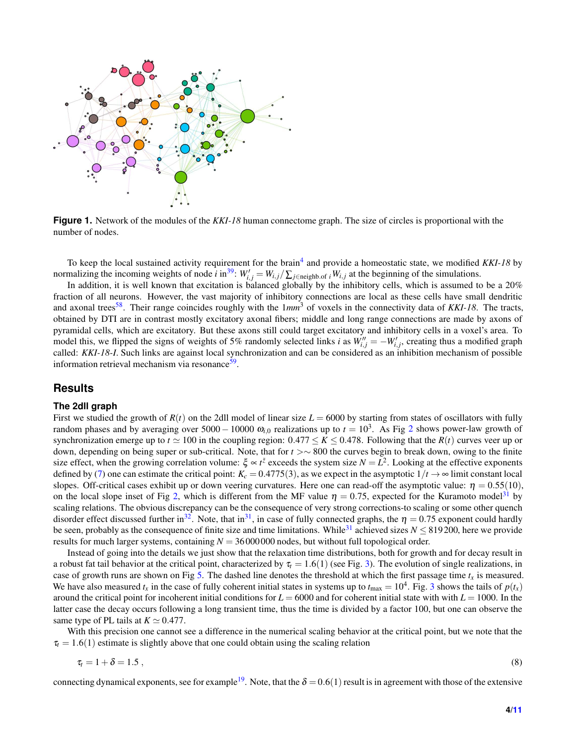**Figure 1.** Network of the modules of the *KKI-18* human connectome graph. The size of circles is proportional with the number of nodes.

To keep the local sustained activity requirement for the brain[4] and provide a homeostatic state, we modified *KKI-18* by normalizing the incoming weights of node $i$ in[39]: $W'_{i,j} = W_{i,j} / \sum_{j \in \text{neighb. of } i} W_{i,j}$ at the beginning of the simulations.

In addition, it is well known that excitation is balanced globally by the inhibitory cells, which is assumed to be a 20% fraction of all neurons. However, the vast majority of inhibitory connections are local as these cells have small dendritic and axonal trees[58]. Their range coincides roughly with the $1mm^3$ of voxels in the connectivity data of *KKI-18*. The tracts, obtained by DTI are in contrast mostly excitatory axonal fibers; middle and long range connections are made by axons of pyramidal cells, which are excitatory. But these axons still could target excitatory and inhibitory cells in a voxel's area. To model this, we flipped the signs of weights of 5% randomly selected links $i$ as $W''_{i,j} = -W'_{i,j}$, creating thus a modified graph called: *KKI-18-I*. Such links are against local synchronization and can be considered as an inhibition mechanism of possible information retrieval mechanism via resonance[59].

## Results

### The 2dll graph

First we studied the growth of $R(t)$ on the 2dll model of linear size $L = 6000$ by starting from states of oscillators with fully random phases and by averaging over $5000 - 10000$ $\omega_{i,0}$ realizations up to $t = 10^3$. As Fig 2 shows power-law growth of synchronization emerge up to $t \simeq 100$ in the coupling region: $0.477 \le K \le 0.478$. Following that the $R(t)$ curves veer up or down, depending on being super or sub-critical. Note, that for $t > \sim 800$ the curves begin to break down, owing to the finite size effect, when the growing correlation volume: $\xi \propto t^{\tilde{z}}$ exceeds the system size $N = L^2$. Looking at the effective exponents defined by (7) one can estimate the critical point: $K_c = 0.4775(3)$, as we expect in the asymptotic $1/t \to \infty$ limit constant local slopes. Off-critical cases exhibit up or down veering curvatures. Here one can read-off the asymptotic value: $\eta = 0.55(10)$, on the local slope inset of Fig 2, which is different from the MF value $\eta = 0.75$, expected for the Kuramoto model[31] by scaling relations. The obvious discrepancy can be the consequence of very strong corrections-to scaling or some other quench disorder effect discussed further in[32]. Note, that in[31], in case of fully connected graphs, the $\eta = 0.75$ exponent could hardly be seen, probably as the consequence of finite size and time limitations. While[31] achieved sizes $N \le 819\,200$, here we provide results for much larger systems, containing $N = 36\,000\,000$ nodes, but without full topological order.

Instead of going into the details we just show that the relaxation time distributions, both for growth and for decay result in a robust fat tail behavior at the critical point, characterized by $\tau_t = 1.6(1)$ (see Fig. 3). The evolution of single realizations, in case of growth runs are shown on Fig 5. The dashed line denotes the threshold at which the first passage time $t_x$ is measured. We have also measured $t_x$ in the case of fully coherent initial states in systems up to $t_{\max} = 10^4$. Fig. 3 shows the tails of $p(t_x)$ around the critical point for incoherent initial conditions for $L = 6000$ and for coherent initial state with with $L = 1000$. In the latter case the decay occurs following a long transient time, thus the time is divided by a factor 100, but one can observe the same type of PL tails at $K \simeq 0.477$.

With this precision one cannot see a difference in the numerical scaling behavior at the critical point, but we note that the $\tau_t = 1.6(1)$ estimate is slightly above that one could obtain using the scaling relation

$$\tau_t = 1 + \delta = 1.5\,, \tag{8}$$

connecting dynamical exponents, see for example[19]. Note, that the $\delta = 0.6(1)$ result is in agreement with those of the extensive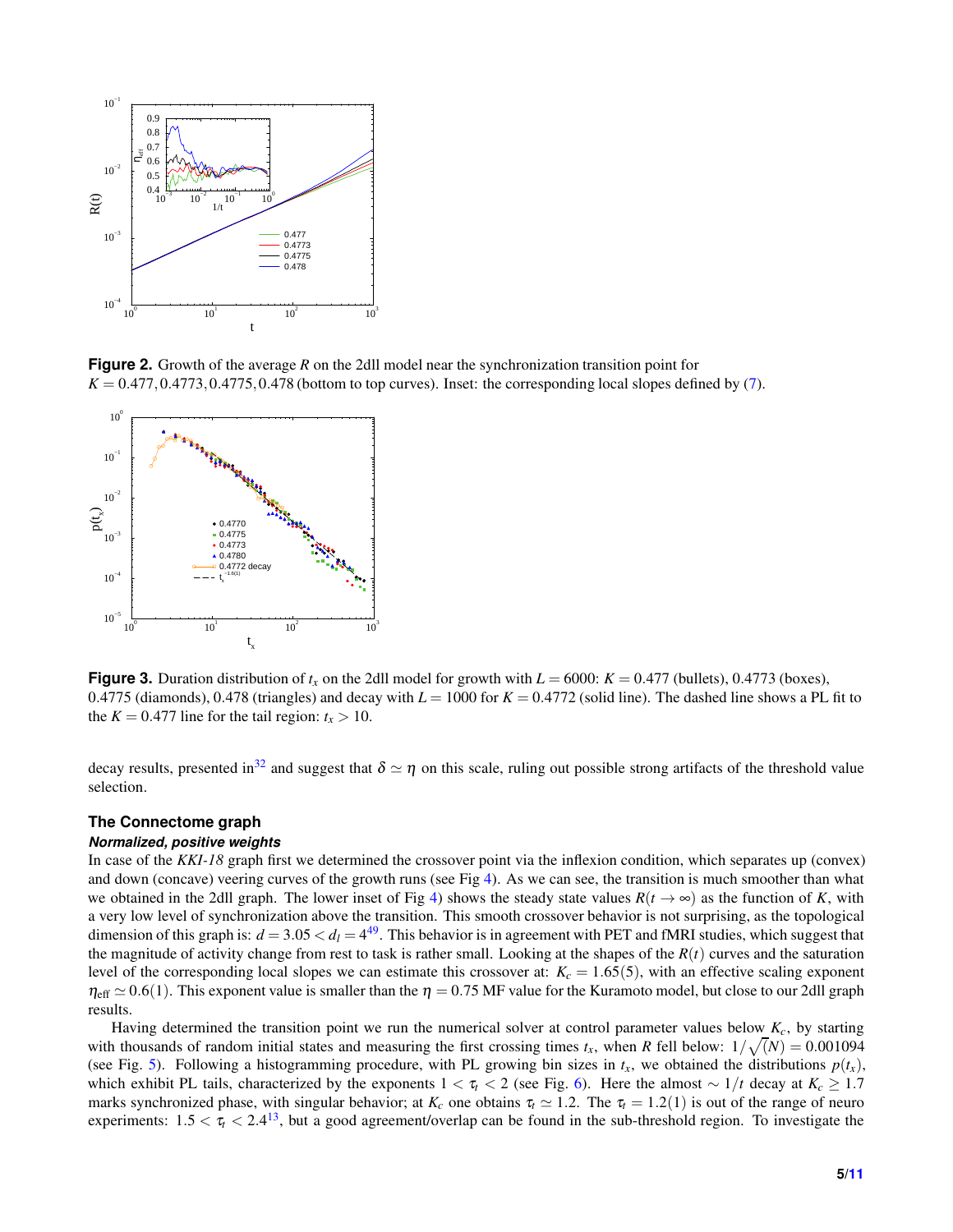**Figure 2.** Growth of the average $R$ on the 2dll model near the synchronization transition point for $K = 0.477, 0.4773, 0.4775, 0.478$ (bottom to top curves). Inset: the corresponding local slopes defined by (7).

**Figure 3.** Duration distribution of $t_x$ on the 2dll model for growth with $L = 6000$: $K = 0.477$ (bullets), 0.4773 (boxes), 0.4775 (diamonds), 0.478 (triangles) and decay with $L = 1000$ for $K = 0.4772$ (solid line). The dashed line shows a PL fit to the $K = 0.477$ line for the tail region: $t_x > 10$.

decay results, presented in[32] and suggest that $\delta \simeq \eta$ on this scale, ruling out possible strong artifacts of the threshold value selection.

## The Connectome graph

### *Normalized, positive weights*

In case of the *KKI-18* graph first we determined the crossover point via the inflexion condition, which separates up (convex) and down (concave) veering curves of the growth runs (see Fig 4). As we can see, the transition is much smoother than what we obtained in the 2dll graph. The lower inset of Fig 4) shows the steady state values $R(t \to \infty)$ as the function of $K$, with a very low level of synchronization above the transition. This smooth crossover behavior is not surprising, as the topological dimension of this graph is: $d = 3.05 < d_l = 4$[49]. This behavior is in agreement with PET and fMRI studies, which suggest that the magnitude of activity change from rest to task is rather small. Looking at the shapes of the $R(t)$ curves and the saturation level of the corresponding local slopes we can estimate this crossover at: $K_c = 1.65(5)$, with an effective scaling exponent $\eta_{\text{eff}} \simeq 0.6(1)$. This exponent value is smaller than the $\eta = 0.75$ MF value for the Kuramoto model, but close to our 2dll graph results.

Having determined the transition point we run the numerical solver at control parameter values below $K_c$, by starting with thousands of random initial states and measuring the first crossing times $t_x$, when $R$ fell below: $1/\sqrt{(N)} = 0.001094$ (see Fig. 5). Following a histogramming procedure, with PL growing bin sizes in $t_x$, we obtained the distributions $p(t_x)$, which exhibit PL tails, characterized by the exponents $1 < \tau_t < 2$ (see Fig. 6). Here the almost $\sim 1/t$ decay at $K_c \geq 1.7$ marks synchronized phase, with singular behavior; at $K_c$ one obtains $\tau_t \simeq 1.2$. The $\tau_t = 1.2(1)$ is out of the range of neuro experiments: $1.5 < \tau_t < 2.4$[13], but a good agreement/overlap can be found in the sub-threshold region. To investigate the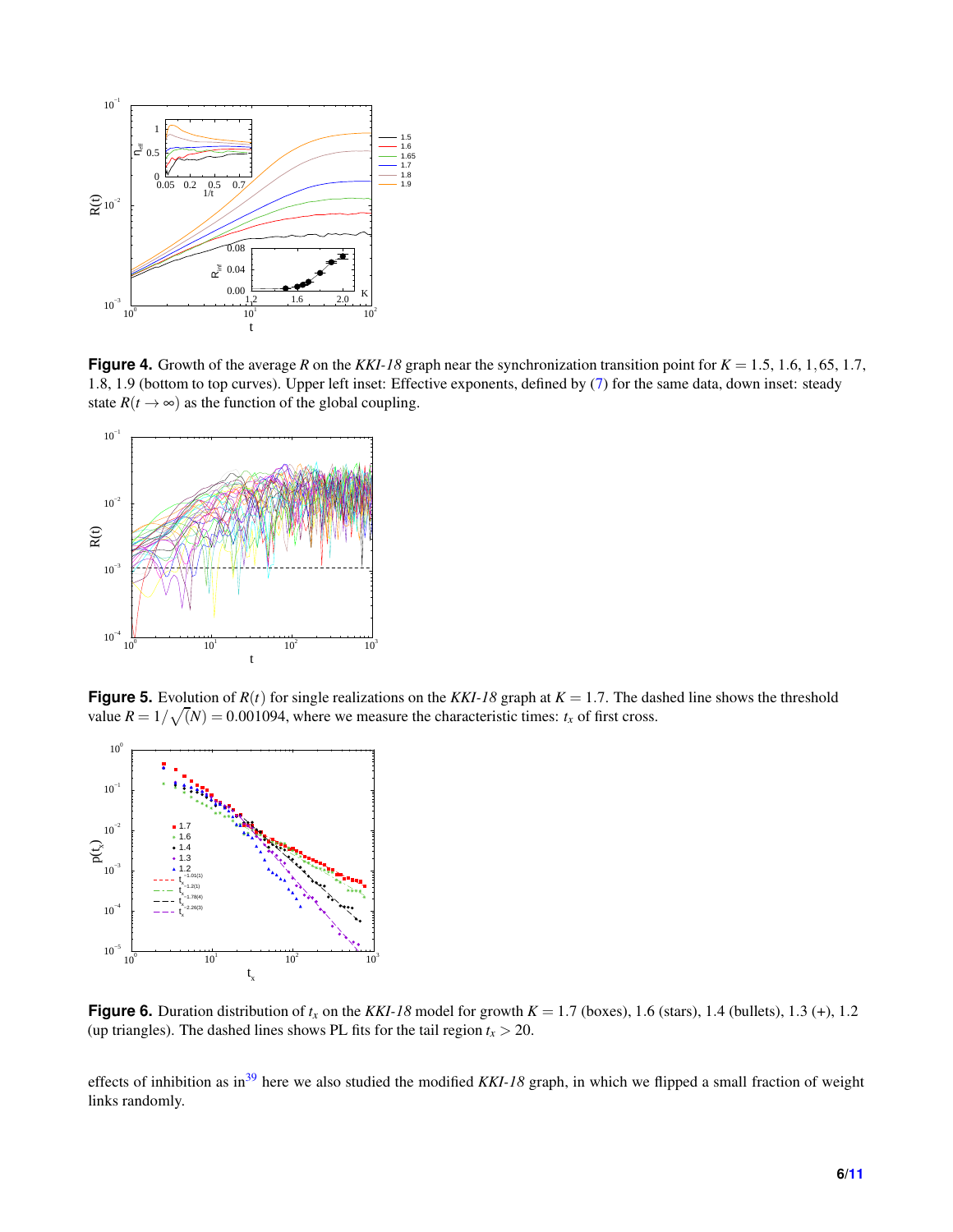**Figure 4.** Growth of the average $R$ on the *KKI-18* graph near the synchronization transition point for $K = 1.5$, 1.6, 1,65, 1.7, 1.8, 1.9 (bottom to top curves). Upper left inset: Effective exponents, defined by (7) for the same data, down inset: steady state $R(t \to \infty)$ as the function of the global coupling.

**Figure 5.** Evolution of $R(t)$ for single realizations on the *KKI-18* graph at $K = 1.7$. The dashed line shows the threshold value $R = 1/\sqrt{(N)} = 0.001094$, where we measure the characteristic times: $t_x$ of first cross.

**Figure 6.** Duration distribution of $t_x$ on the *KKI-18* model for growth $K = 1.7$ (boxes), 1.6 (stars), 1.4 (bullets), 1.3 (+), 1.2 (up triangles). The dashed lines shows PL fits for the tail region $t_x > 20$.

effects of inhibition as in[39] here we also studied the modified *KKI-18* graph, in which we flipped a small fraction of weight links randomly.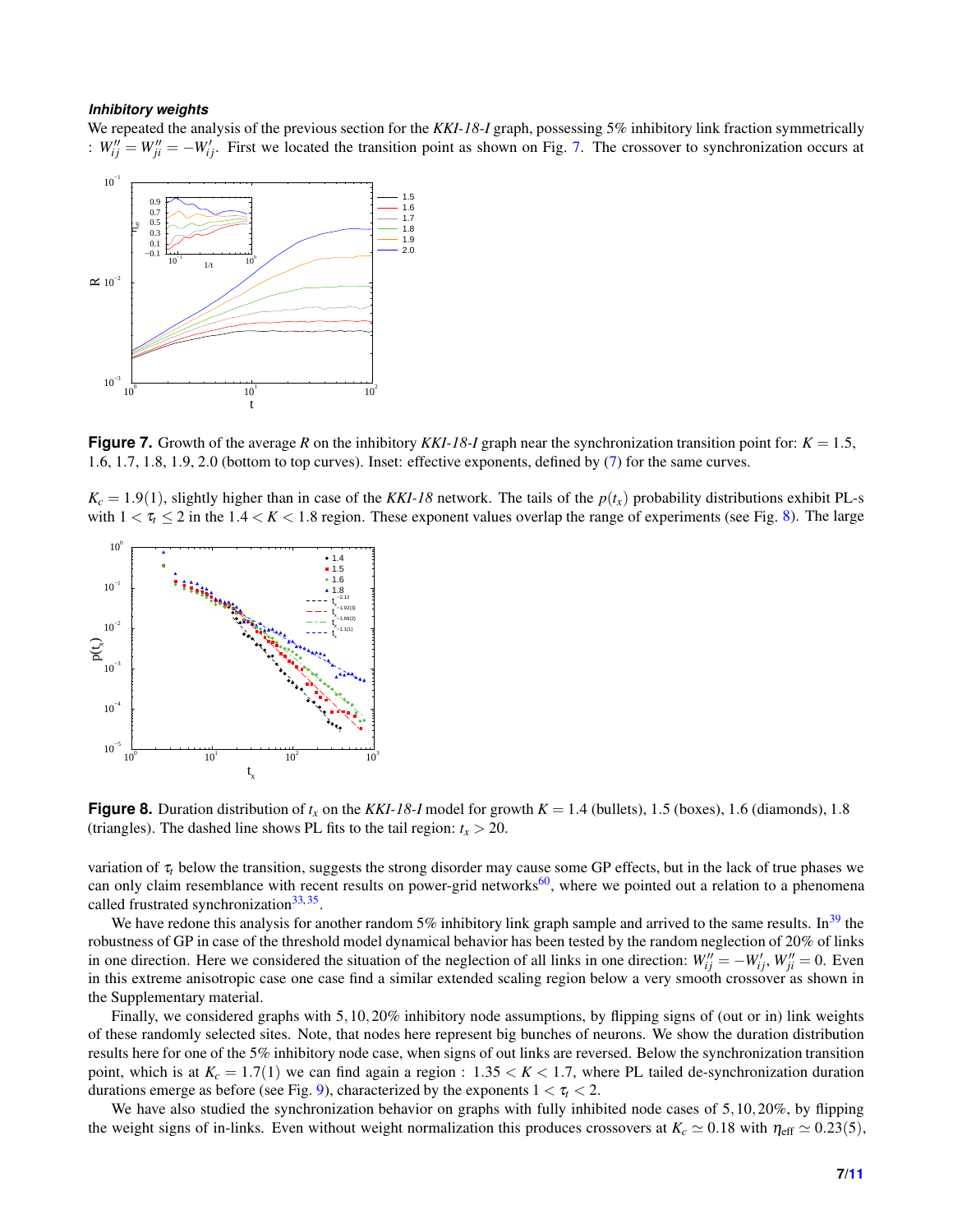#### *Inhibitory weights*

We repeated the analysis of the previous section for the *KKI-18-I* graph, possessing 5% inhibitory link fraction symmetrically : $W''_{ij} = W''_{ji} = -W'_{ij}$. First we located the transition point as shown on Fig. 7. The crossover to synchronization occurs at $K_c = 1.9(1)$, slightly higher than in case of the *KKI-18* network. The tails of the $p(t_x)$ probability distributions exhibit PL-s with $1 < \tau_t \leq 2$ in the $1.4 < K < 1.8$ region. These exponent values overlap the range of experiments (see Fig. 8). The large variation of $\tau_t$ below the transition, suggests the strong disorder may cause some GP effects, but in the lack of true phases we can only claim resemblance with recent results on power-grid networks[60], where we pointed out a relation to a phenomena called frustrated synchronization[33,35].

**Figure 7.** Growth of the average $R$ on the inhibitory *KKI-18-I* graph near the synchronization transition point for: $K = 1.5$, 1.6, 1.7, 1.8, 1.9, 2.0 (bottom to top curves). Inset: effective exponents, defined by (7) for the same curves.

**Figure 8.** Duration distribution of $t_x$ on the *KKI-18-I* model for growth $K = 1.4$ (bullets), 1.5 (boxes), 1.6 (diamonds), 1.8 (triangles). The dashed line shows PL fits to the tail region: $t_x > 20$.

We have redone this analysis for another random 5% inhibitory link graph sample and arrived to the same results. In[39] the robustness of GP in case of the threshold model dynamical behavior has been tested by the random neglection of 20% of links in one direction. Here we considered the situation of the neglection of all links in one direction: $W''_{ij} = -W'_{ij}$, $W''_{ji} = 0$. Even in this extreme anisotropic case one case find a similar extended scaling region below a very smooth crossover as shown in the Supplementary material.

Finally, we considered graphs with $5, 10, 20\%$ inhibitory node assumptions, by flipping signs of (out or in) link weights of these randomly selected sites. Note, that nodes here represent big bunches of neurons. We show the duration distribution results here for one of the 5% inhibitory node case, when signs of out links are reversed. Below the synchronization transition point, which is at $K_c = 1.7(1)$ we can find again a region : $1.35 < K < 1.7$, where PL tailed de-synchronization duration durations emerge as before (see Fig. 9), characterized by the exponents $1 < \tau_t < 2$.

We have also studied the synchronization behavior on graphs with fully inhibited node cases of $5, 10, 20\%$, by flipping the weight signs of in-links. Even without weight normalization this produces crossovers at $K_c \simeq 0.18$ with $\eta_{\text{eff}} \simeq 0.23(5)$,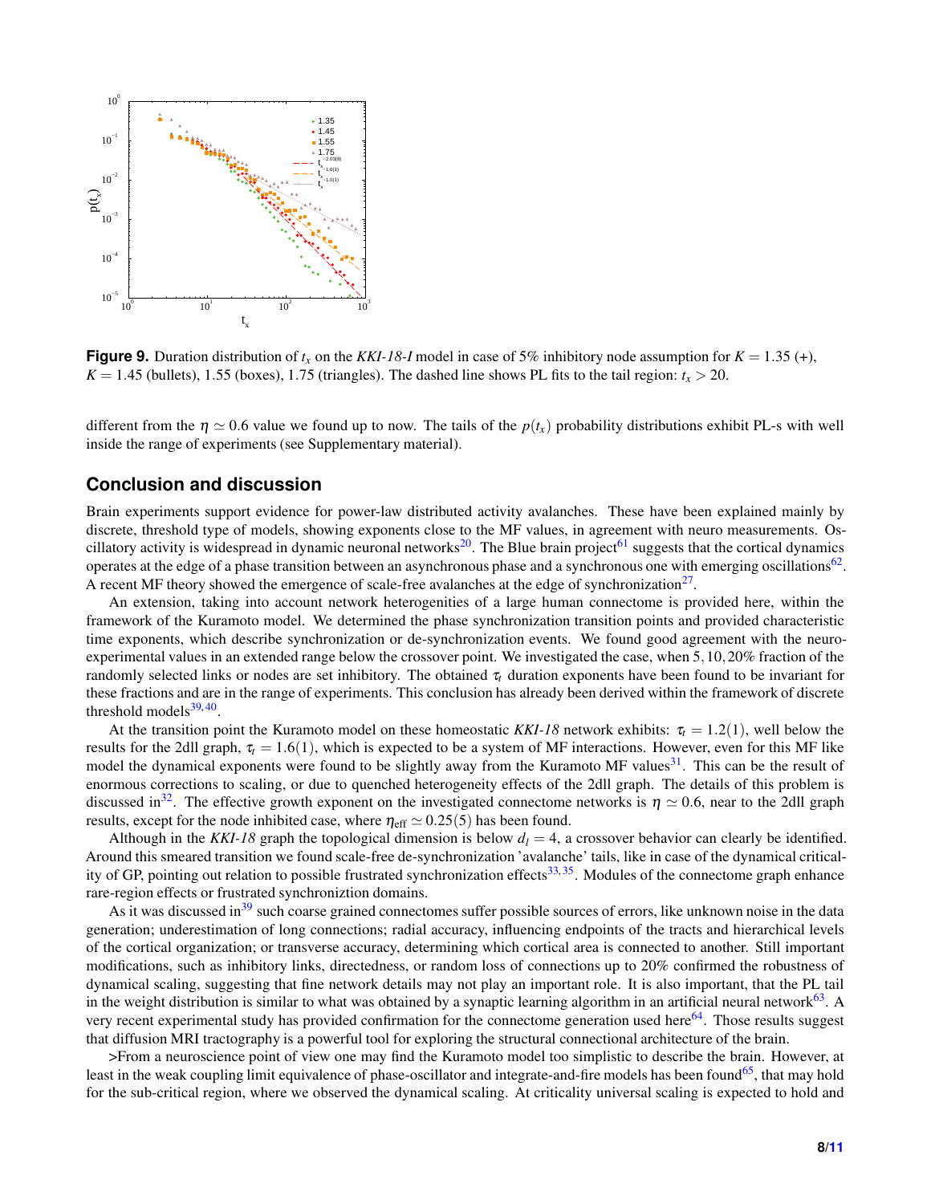**Figure 9.** Duration distribution of $t_x$ on the *KKI-18-I* model in case of 5% inhibitory node assumption for $K = 1.35$ (+), $K = 1.45$ (bullets), 1.55 (boxes), 1.75 (triangles). The dashed line shows PL fits to the tail region: $t_x > 20$.

different from the $\eta \simeq 0.6$ value we found up to now. The tails of the $p(t_x)$ probability distributions exhibit PL-s with well inside the range of experiments (see Supplementary material).

## Conclusion and discussion

Brain experiments support evidence for power-law distributed activity avalanches. These have been explained mainly by discrete, threshold type of models, showing exponents close to the MF values, in agreement with neuro measurements. Oscillatory activity is widespread in dynamic neuronal networks[20]. The Blue brain project[61] suggests that the cortical dynamics operates at the edge of a phase transition between an asynchronous phase and a synchronous one with emerging oscillations[62]. A recent MF theory showed the emergence of scale-free avalanches at the edge of synchronization[27].

An extension, taking into account network heterogenities of a large human connectome is provided here, within the framework of the Kuramoto model. We determined the phase synchronization transition points and provided characteristic time exponents, which describe synchronization or de-synchronization events. We found good agreement with the neuro-experimental values in an extended range below the crossover point. We investigated the case, when 5, 10, 20% fraction of the randomly selected links or nodes are set inhibitory. The obtained $\tau_t$ duration exponents have been found to be invariant for these fractions and are in the range of experiments. This conclusion has already been derived within the framework of discrete threshold models[39,40].

At the transition point the Kuramoto model on these homeostatic *KKI-18* network exhibits: $\tau_t = 1.2(1)$, well below the results for the 2dll graph, $\tau_t = 1.6(1)$, which is expected to be a system of MF interactions. However, even for this MF like model the dynamical exponents were found to be slightly away from the Kuramoto MF values[31]. This can be the result of enormous corrections to scaling, or due to quenched heterogeneity effects of the 2dll graph. The details of this problem is discussed in[32]. The effective growth exponent on the investigated connectome networks is $\eta \simeq 0.6$, near to the 2dll graph results, except for the node inhibited case, where $\eta_{\text{eff}} \simeq 0.25(5)$ has been found.

Although in the *KKI-18* graph the topological dimension is below $d_l = 4$, a crossover behavior can clearly be identified. Around this smeared transition we found scale-free de-synchronization 'avalanche' tails, like in case of the dynamical criticality of GP, pointing out relation to possible frustrated synchronization effects[33,35]. Modules of the connectome graph enhance rare-region effects or frustrated synchroniztion domains.

As it was discussed in[39] such coarse grained connectomes suffer possible sources of errors, like unknown noise in the data generation; underestimation of long connections; radial accuracy, influencing endpoints of the tracts and hierarchical levels of the cortical organization; or transverse accuracy, determining which cortical area is connected to another. Still important modifications, such as inhibitory links, directedness, or random loss of connections up to 20% confirmed the robustness of dynamical scaling, suggesting that fine network details may not play an important role. It is also important, that the PL tail in the weight distribution is similar to what was obtained by a synaptic learning algorithm in an artificial neural network[63]. A very recent experimental study has provided confirmation for the connectome generation used here[64]. Those results suggest that diffusion MRI tractography is a powerful tool for exploring the structural connectional architecture of the brain.

>From a neuroscience point of view one may find the Kuramoto model too simplistic to describe the brain. However, at least in the weak coupling limit equivalence of phase-oscillator and integrate-and-fire models has been found[65], that may hold for the sub-critical region, where we observed the dynamical scaling. At criticality universal scaling is expected to hold and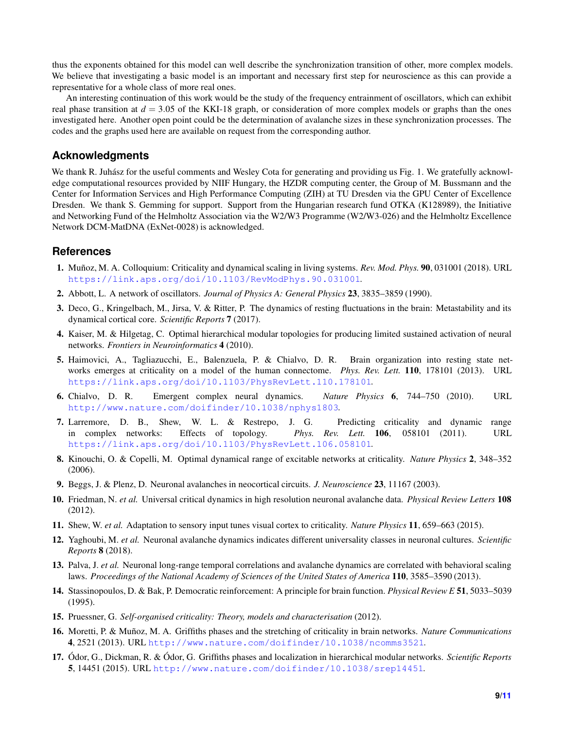thus the exponents obtained for this model can well describe the synchronization transition of other, more complex models. We believe that investigating a basic model is an important and necessary first step for neuroscience as this can provide a representative for a whole class of more real ones.

An interesting continuation of this work would be the study of the frequency entrainment of oscillators, which can exhibit real phase transition at $d = 3.05$ of the KKI-18 graph, or consideration of more complex models or graphs than the ones investigated here. Another open point could be the determination of avalanche sizes in these synchronization processes. The codes and the graphs used here are available on request from the corresponding author.

## Acknowledgments

We thank R. Juhász for the useful comments and Wesley Cota for generating and providing us Fig. 1. We gratefully acknowledge computational resources provided by NIIF Hungary, the HZDR computing center, the Group of M. Bussmann and the Center for Information Services and High Performance Computing (ZIH) at TU Dresden via the GPU Center of Excellence Dresden. We thank S. Gemming for support. Support from the Hungarian research fund OTKA (K128989), the Initiative and Networking Fund of the Helmholtz Association via the W2/W3 Programme (W2/W3-026) and the Helmholtz Excellence Network DCM-MatDNA (ExNet-0028) is acknowledged.

## References

1. Muñoz, M. A. Colloquium: Criticality and dynamical scaling in living systems. *Rev. Mod. Phys.* **90**, 031001 (2018). URL https://link.aps.org/doi/10.1103/RevModPhys.90.031001.
2. Abbott, L. A network of oscillators. *Journal of Physics A: General Physics* **23**, 3835–3859 (1990).
3. Deco, G., Kringelbach, M., Jirsa, V. & Ritter, P. The dynamics of resting fluctuations in the brain: Metastability and its dynamical cortical core. *Scientific Reports* **7** (2017).
4. Kaiser, M. & Hilgetag, C. Optimal hierarchical modular topologies for producing limited sustained activation of neural networks. *Frontiers in Neuroinformatics* **4** (2010).
5. Haimovici, A., Tagliazucchi, E., Balenzuela, P. & Chialvo, D. R. Brain organization into resting state networks emerges at criticality on a model of the human connectome. *Phys. Rev. Lett.* **110**, 178101 (2013). URL https://link.aps.org/doi/10.1103/PhysRevLett.110.178101.
6. Chialvo, D. R. Emergent complex neural dynamics. *Nature Physics* **6**, 744–750 (2010). URL http://www.nature.com/doifinder/10.1038/nphys1803.
7. Larremore, D. B., Shew, W. L. & Restrepo, J. G. Predicting criticality and dynamic range in complex networks: Effects of topology. *Phys. Rev. Lett.* **106**, 058101 (2011). URL https://link.aps.org/doi/10.1103/PhysRevLett.106.058101.
8. Kinouchi, O. & Copelli, M. Optimal dynamical range of excitable networks at criticality. *Nature Physics* **2**, 348–352 (2006).
9. Beggs, J. & Plenz, D. Neuronal avalanches in neocortical circuits. *J. Neuroscience* **23**, 11167 (2003).
10. Friedman, N. *et al.* Universal critical dynamics in high resolution neuronal avalanche data. *Physical Review Letters* **108** (2012).
11. Shew, W. *et al.* Adaptation to sensory input tunes visual cortex to criticality. *Nature Physics* **11**, 659–663 (2015).
12. Yaghoubi, M. *et al.* Neuronal avalanche dynamics indicates different universality classes in neuronal cultures. *Scientific Reports* **8** (2018).
13. Palva, J. *et al.* Neuronal long-range temporal correlations and avalanche dynamics are correlated with behavioral scaling laws. *Proceedings of the National Academy of Sciences of the United States of America* **110**, 3585–3590 (2013).
14. Stassinopoulos, D. & Bak, P. Democratic reinforcement: A principle for brain function. *Physical Review E* **51**, 5033–5039 (1995).
15. Pruessner, G. *Self-organised criticality: Theory, models and characterisation* (2012).
16. Moretti, P. & Muñoz, M. A. Griffiths phases and the stretching of criticality in brain networks. *Nature Communications* **4**, 2521 (2013). URL http://www.nature.com/doifinder/10.1038/ncomms3521.
17. Ódor, G., Dickman, R. & Ódor, G. Griffiths phases and localization in hierarchical modular networks. *Scientific Reports* **5**, 14451 (2015). URL http://www.nature.com/doifinder/10.1038/srep14451.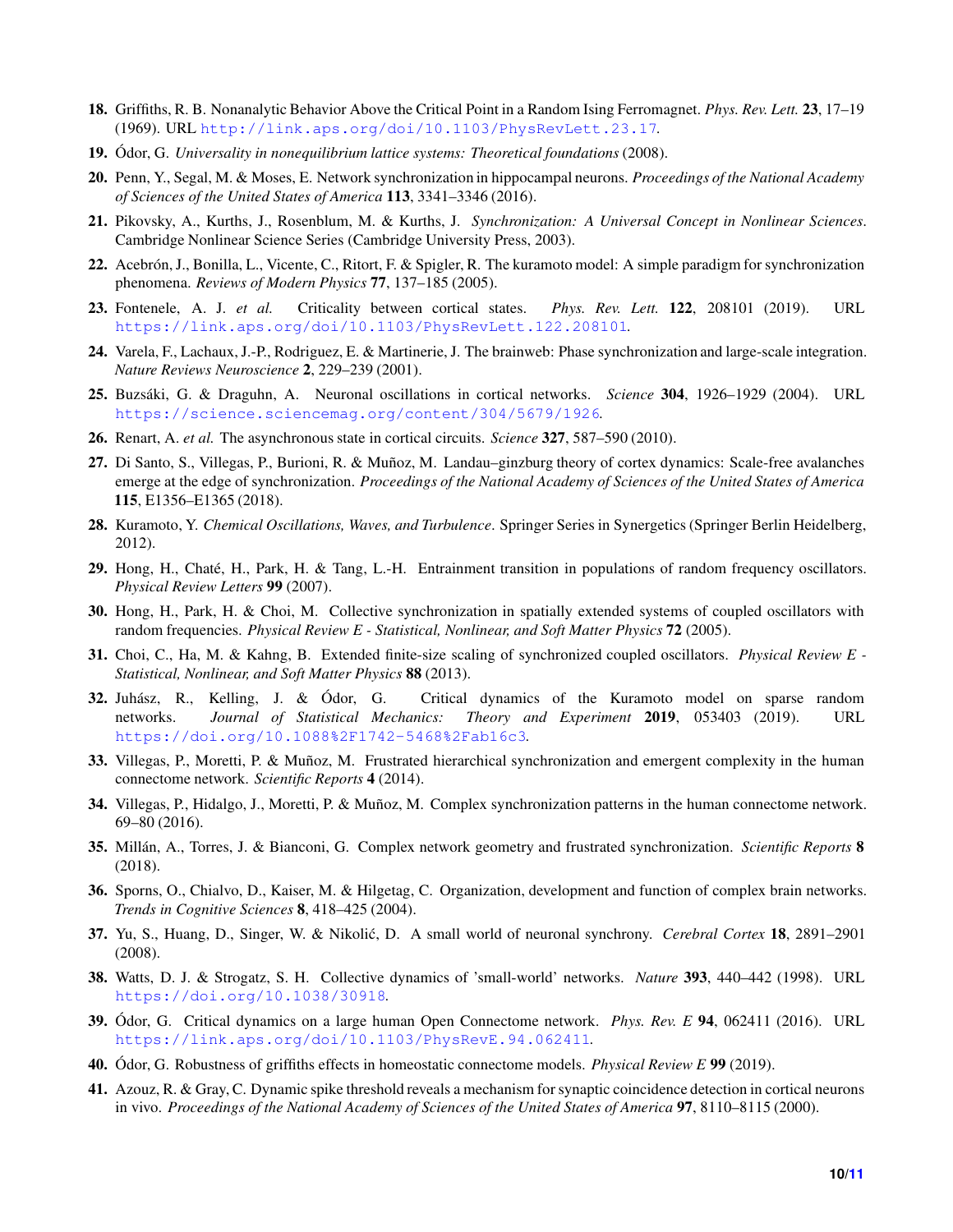18. Griffiths, R. B. Nonanalytic Behavior Above the Critical Point in a Random Ising Ferromagnet. *Phys. Rev. Lett.* **23**, 17–19 (1969). URL http://link.aps.org/doi/10.1103/PhysRevLett.23.17.
19. Ódor, G. *Universality in nonequilibrium lattice systems: Theoretical foundations* (2008).
20. Penn, Y., Segal, M. & Moses, E. Network synchronization in hippocampal neurons. *Proceedings of the National Academy of Sciences of the United States of America* **113**, 3341–3346 (2016).
21. Pikovsky, A., Kurths, J., Rosenblum, M. & Kurths, J. *Synchronization: A Universal Concept in Nonlinear Sciences*. Cambridge Nonlinear Science Series (Cambridge University Press, 2003).
22. Acebrón, J., Bonilla, L., Vicente, C., Ritort, F. & Spigler, R. The kuramoto model: A simple paradigm for synchronization phenomena. *Reviews of Modern Physics* **77**, 137–185 (2005).
23. Fontenele, A. J. *et al.* Criticality between cortical states. *Phys. Rev. Lett.* **122**, 208101 (2019). URL https://link.aps.org/doi/10.1103/PhysRevLett.122.208101.
24. Varela, F., Lachaux, J.-P., Rodriguez, E. & Martinerie, J. The brainweb: Phase synchronization and large-scale integration. *Nature Reviews Neuroscience* **2**, 229–239 (2001).
25. Buzsáki, G. & Draguhn, A. Neuronal oscillations in cortical networks. *Science* **304**, 1926–1929 (2004). URL https://science.sciencemag.org/content/304/5679/1926.
26. Renart, A. *et al.* The asynchronous state in cortical circuits. *Science* **327**, 587–590 (2010).
27. Di Santo, S., Villegas, P., Burioni, R. & Muñoz, M. Landau–ginzburg theory of cortex dynamics: Scale-free avalanches emerge at the edge of synchronization. *Proceedings of the National Academy of Sciences of the United States of America* **115**, E1356–E1365 (2018).
28. Kuramoto, Y. *Chemical Oscillations, Waves, and Turbulence*. Springer Series in Synergetics (Springer Berlin Heidelberg, 2012).
29. Hong, H., Chaté, H., Park, H. & Tang, L.-H. Entrainment transition in populations of random frequency oscillators. *Physical Review Letters* **99** (2007).
30. Hong, H., Park, H. & Choi, M. Collective synchronization in spatially extended systems of coupled oscillators with random frequencies. *Physical Review E - Statistical, Nonlinear, and Soft Matter Physics* **72** (2005).
31. Choi, C., Ha, M. & Kahng, B. Extended finite-size scaling of synchronized coupled oscillators. *Physical Review E - Statistical, Nonlinear, and Soft Matter Physics* **88** (2013).
32. Juhász, R., Kelling, J. & Ódor, G. Critical dynamics of the Kuramoto model on sparse random networks. *Journal of Statistical Mechanics: Theory and Experiment* **2019**, 053403 (2019). URL https://doi.org/10.1088%2F1742-5468%2Fab16c3.
33. Villegas, P., Moretti, P. & Muñoz, M. Frustrated hierarchical synchronization and emergent complexity in the human connectome network. *Scientific Reports* **4** (2014).
34. Villegas, P., Hidalgo, J., Moretti, P. & Muñoz, M. Complex synchronization patterns in the human connectome network. 69–80 (2016).
35. Millán, A., Torres, J. & Bianconi, G. Complex network geometry and frustrated synchronization. *Scientific Reports* **8** (2018).
36. Sporns, O., Chialvo, D., Kaiser, M. & Hilgetag, C. Organization, development and function of complex brain networks. *Trends in Cognitive Sciences* **8**, 418–425 (2004).
37. Yu, S., Huang, D., Singer, W. & Nikolić, D. A small world of neuronal synchrony. *Cerebral Cortex* **18**, 2891–2901 (2008).
38. Watts, D. J. & Strogatz, S. H. Collective dynamics of 'small-world' networks. *Nature* **393**, 440–442 (1998). URL https://doi.org/10.1038/30918.
39. Ódor, G. Critical dynamics on a large human Open Connectome network. *Phys. Rev. E* **94**, 062411 (2016). URL https://link.aps.org/doi/10.1103/PhysRevE.94.062411.
40. Ódor, G. Robustness of griffiths effects in homeostatic connectome models. *Physical Review E* **99** (2019).
41. Azouz, R. & Gray, C. Dynamic spike threshold reveals a mechanism for synaptic coincidence detection in cortical neurons in vivo. *Proceedings of the National Academy of Sciences of the United States of America* **97**, 8110–8115 (2000).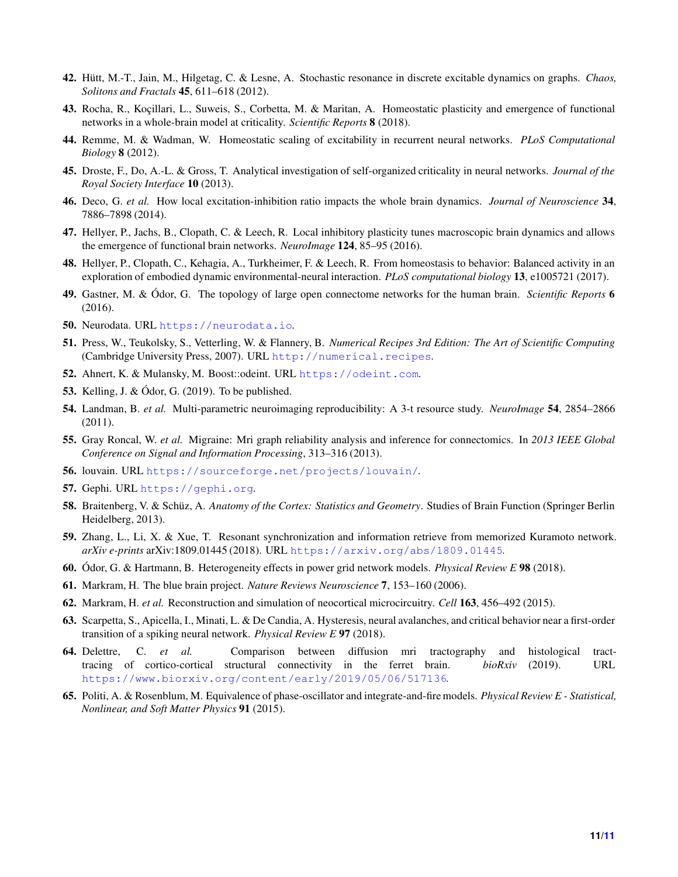42. Hütt, M.-T., Jain, M., Hilgetag, C. & Lesne, A. Stochastic resonance in discrete excitable dynamics on graphs. *Chaos, Solitons and Fractals* **45**, 611–618 (2012).

43. Rocha, R., Koçillari, L., Suweis, S., Corbetta, M. & Maritan, A. Homeostatic plasticity and emergence of functional networks in a whole-brain model at criticality. *Scientific Reports* **8** (2018).

44. Remme, M. & Wadman, W. Homeostatic scaling of excitability in recurrent neural networks. *PLoS Computational Biology* **8** (2012).

45. Droste, F., Do, A.-L. & Gross, T. Analytical investigation of self-organized criticality in neural networks. *Journal of the Royal Society Interface* **10** (2013).

46. Deco, G. *et al.* How local excitation-inhibition ratio impacts the whole brain dynamics. *Journal of Neuroscience* **34**, 7886–7898 (2014).

47. Hellyer, P., Jachs, B., Clopath, C. & Leech, R. Local inhibitory plasticity tunes macroscopic brain dynamics and allows the emergence of functional brain networks. *NeuroImage* **124**, 85–95 (2016).

48. Hellyer, P., Clopath, C., Kehagia, A., Turkheimer, F. & Leech, R. From homeostasis to behavior: Balanced activity in an exploration of embodied dynamic environmental-neural interaction. *PLoS computational biology* **13**, e1005721 (2017).

49. Gastner, M. & Ódor, G. The topology of large open connectome networks for the human brain. *Scientific Reports* **6** (2016).

50. Neurodata. URL https://neurodata.io.

51. Press, W., Teukolsky, S., Vetterling, W. & Flannery, B. *Numerical Recipes 3rd Edition: The Art of Scientific Computing* (Cambridge University Press, 2007). URL http://numerical.recipes.

52. Ahnert, K. & Mulansky, M. Boost::odeint. URL https://odeint.com.

53. Kelling, J. & Ódor, G. (2019). To be published.

54. Landman, B. *et al.* Multi-parametric neuroimaging reproducibility: A 3-t resource study. *NeuroImage* **54**, 2854–2866 (2011).

55. Gray Roncal, W. *et al.* Migraine: Mri graph reliability analysis and inference for connectomics. In *2013 IEEE Global Conference on Signal and Information Processing*, 313–316 (2013).

56. louvain. URL https://sourceforge.net/projects/louvain/.

57. Gephi. URL https://gephi.org.

58. Braitenberg, V. & Schüz, A. *Anatomy of the Cortex: Statistics and Geometry*. Studies of Brain Function (Springer Berlin Heidelberg, 2013).

59. Zhang, L., Li, X. & Xue, T. Resonant synchronization and information retrieve from memorized Kuramoto network. *arXiv e-prints* arXiv:1809.01445 (2018). URL https://arxiv.org/abs/1809.01445.

60. Ódor, G. & Hartmann, B. Heterogeneity effects in power grid network models. *Physical Review E* **98** (2018).

61. Markram, H. The blue brain project. *Nature Reviews Neuroscience* **7**, 153–160 (2006).

62. Markram, H. *et al.* Reconstruction and simulation of neocortical microcircuitry. *Cell* **163**, 456–492 (2015).

63. Scarpetta, S., Apicella, I., Minati, L. & De Candia, A. Hysteresis, neural avalanches, and critical behavior near a first-order transition of a spiking neural network. *Physical Review E* **97** (2018).

64. Delettre, C. *et al.* Comparison between diffusion mri tractography and histological tract-tracing of cortico-cortical structural connectivity in the ferret brain. *bioRxiv* (2019). URL https://www.biorxiv.org/content/early/2019/05/06/517136.

65. Politi, A. & Rosenblum, M. Equivalence of phase-oscillator and integrate-and-fire models. *Physical Review E - Statistical, Nonlinear, and Soft Matter Physics* **91** (2015).